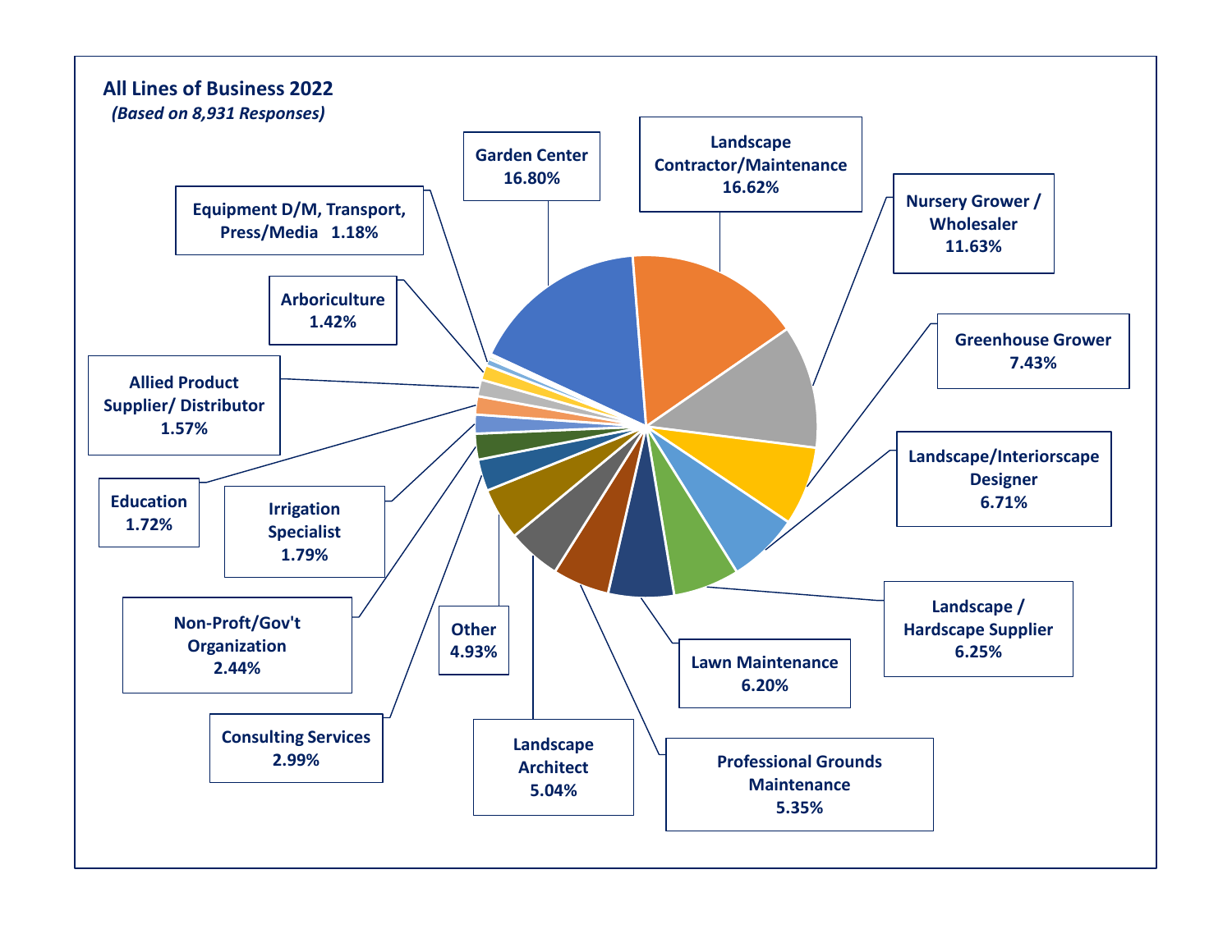## All Lines of Business 2022

*(Based on 8,931 Responses)*

| Line of Business | Percentage |
|---|---|
| Garden Center | 16.80% |
| Landscape Contractor/Maintenance | 16.62% |
| Nursery Grower / Wholesaler | 11.63% |
| Greenhouse Grower | 7.43% |
| Landscape/Interiorscape Designer | 6.71% |
| Landscape / Hardscape Supplier | 6.25% |
| Lawn Maintenance | 6.20% |
| Professional Grounds Maintenance | 5.35% |
| Landscape Architect | 5.04% |
| Other | 4.93% |
| Consulting Services | 2.99% |
| Non-Proft/Gov't Organization | 2.44% |
| Irrigation Specialist | 1.79% |
| Education | 1.72% |
| Allied Product Supplier/ Distributor | 1.57% |
| Arboriculture | 1.42% |
| Equipment D/M, Transport, Press/Media | 1.18% |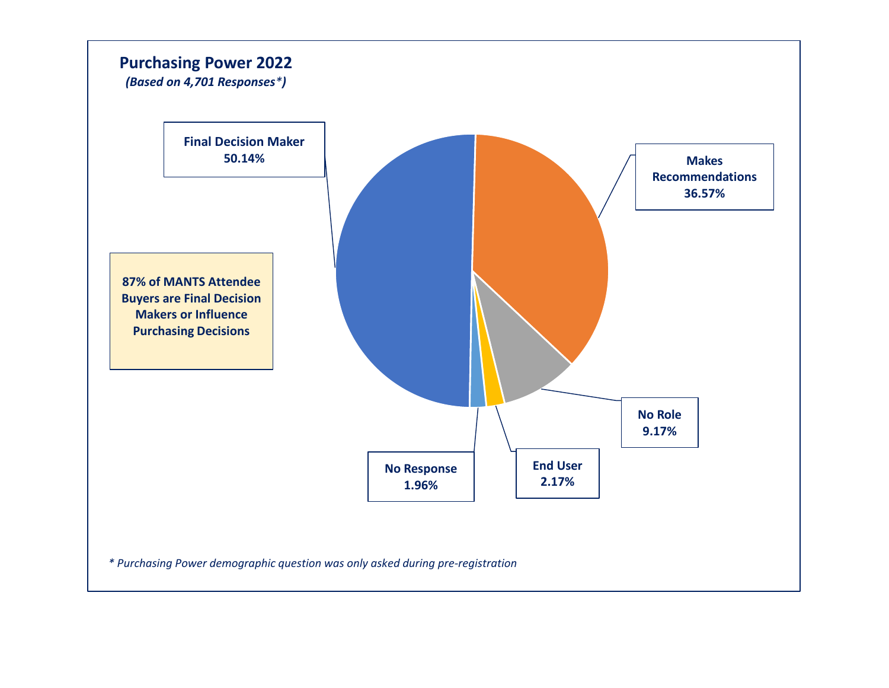## Purchasing Power 2022

*(Based on 4,701 Responses\*)*

| Category | Percentage |
|---|---|
| Final Decision Maker | 50.14% |
| Makes Recommendations | 36.57% |
| No Role | 9.17% |
| End User | 2.17% |
| No Response | 1.96% |

**87% of MANTS Attendee Buyers are Final Decision Makers or Influence Purchasing Decisions**

*\* Purchasing Power demographic question was only asked during pre-registration*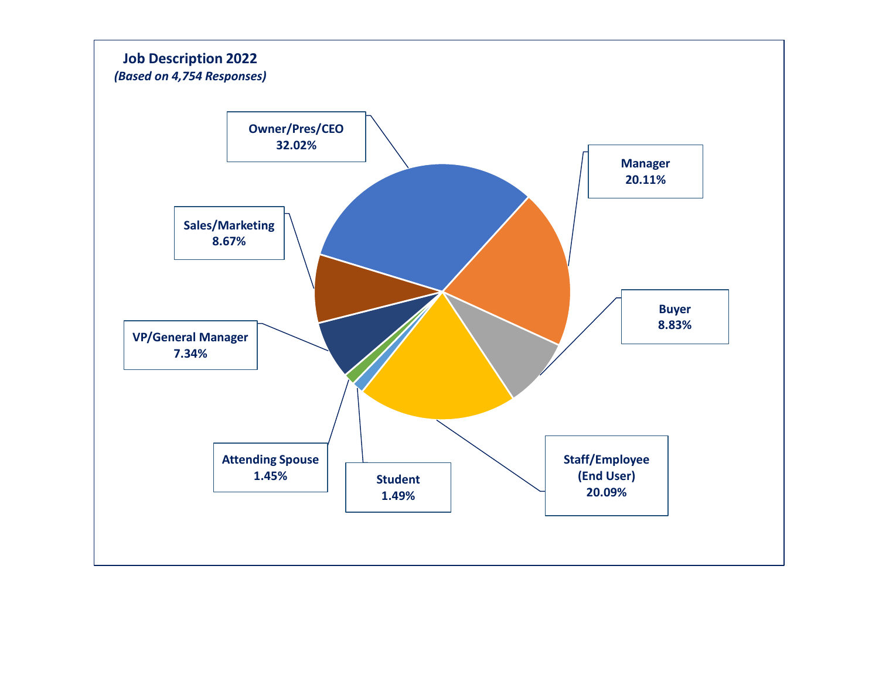**Job Description 2022**

***(Based on 4,754 Responses)***

| Job Description | Percentage |
|---|---|
| Owner/Pres/CEO | 32.02% |
| Manager | 20.11% |
| Buyer | 8.83% |
| Staff/Employee (End User) | 20.09% |
| Student | 1.49% |
| Attending Spouse | 1.45% |
| VP/General Manager | 7.34% |
| Sales/Marketing | 8.67% |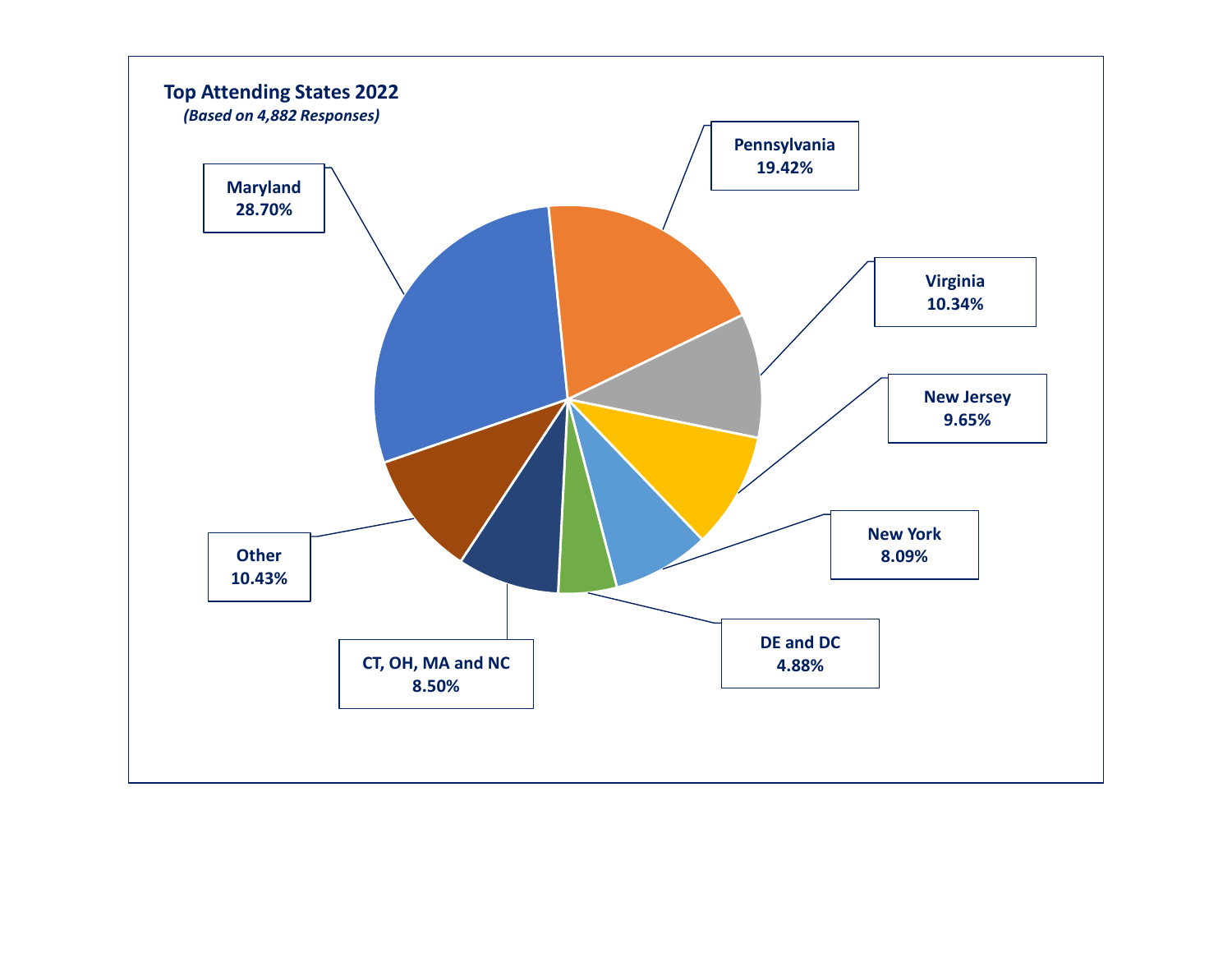## Top Attending States 2022

*(Based on 4,882 Responses)*

| State | Percentage |
| --- | --- |
| Maryland | 28.70% |
| Pennsylvania | 19.42% |
| Virginia | 10.34% |
| New Jersey | 9.65% |
| New York | 8.09% |
| DE and DC | 4.88% |
| CT, OH, MA and NC | 8.50% |
| Other | 10.43% |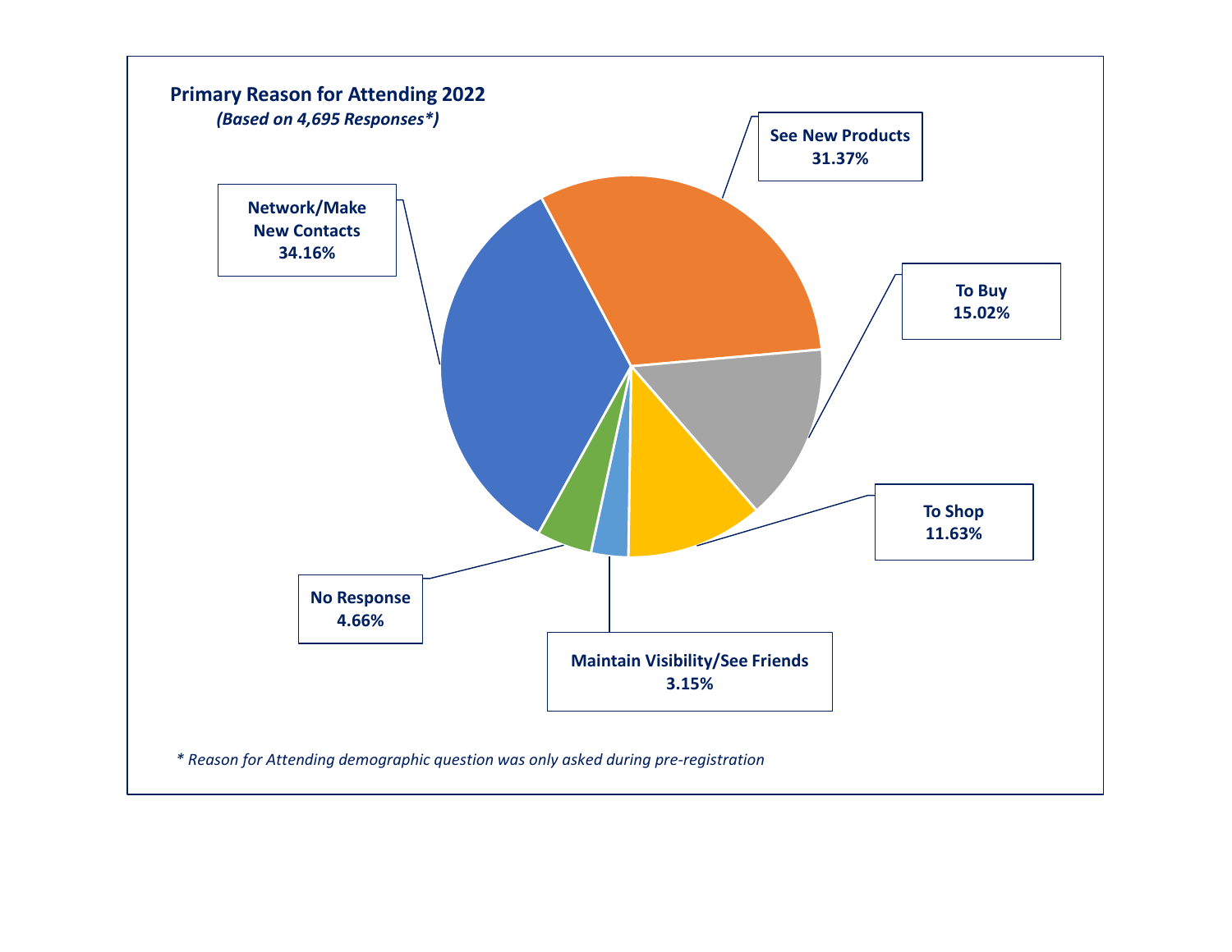**Primary Reason for Attending 2022**

***(Based on 4,695 Responses\*)***

Network/Make New Contacts
34.16%

See New Products
31.37%

To Buy
15.02%

To Shop
11.63%

Maintain Visibility/See Friends
3.15%

No Response
4.66%

*\* Reason for Attending demographic question was only asked during pre-registration*